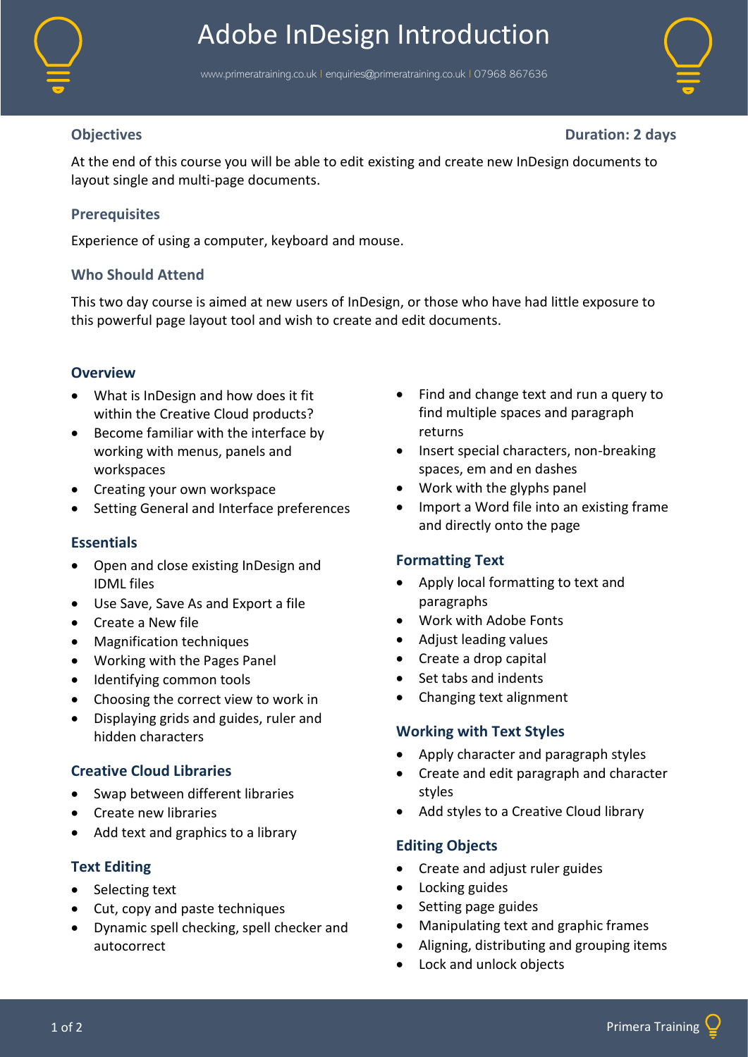# Adobe InDesign Introduction

www.primeratraining.co.uk | enquiries@primeratraining.co.uk | 07968 867636

## Objectives

**Duration: 2 days**

At the end of this course you will be able to edit existing and create new InDesign documents to layout single and multi-page documents.

## Prerequisites

Experience of using a computer, keyboard and mouse.

## Who Should Attend

This two day course is aimed at new users of InDesign, or those who have had little exposure to this powerful page layout tool and wish to create and edit documents.

### Overview

- What is InDesign and how does it fit within the Creative Cloud products?
- Become familiar with the interface by working with menus, panels and workspaces
- Creating your own workspace
- Setting General and Interface preferences

### Essentials

- Open and close existing InDesign and IDML files
- Use Save, Save As and Export a file
- Create a New file
- Magnification techniques
- Working with the Pages Panel
- Identifying common tools
- Choosing the correct view to work in
- Displaying grids and guides, ruler and hidden characters

### Creative Cloud Libraries

- Swap between different libraries
- Create new libraries
- Add text and graphics to a library

### Text Editing

- Selecting text
- Cut, copy and paste techniques
- Dynamic spell checking, spell checker and autocorrect
- Find and change text and run a query to find multiple spaces and paragraph returns
- Insert special characters, non-breaking spaces, em and en dashes
- Work with the glyphs panel
- Import a Word file into an existing frame and directly onto the page

### Formatting Text

- Apply local formatting to text and paragraphs
- Work with Adobe Fonts
- Adjust leading values
- Create a drop capital
- Set tabs and indents
- Changing text alignment

### Working with Text Styles

- Apply character and paragraph styles
- Create and edit paragraph and character styles
- Add styles to a Creative Cloud library

### Editing Objects

- Create and adjust ruler guides
- Locking guides
- Setting page guides
- Manipulating text and graphic frames
- Aligning, distributing and grouping items
- Lock and unlock objects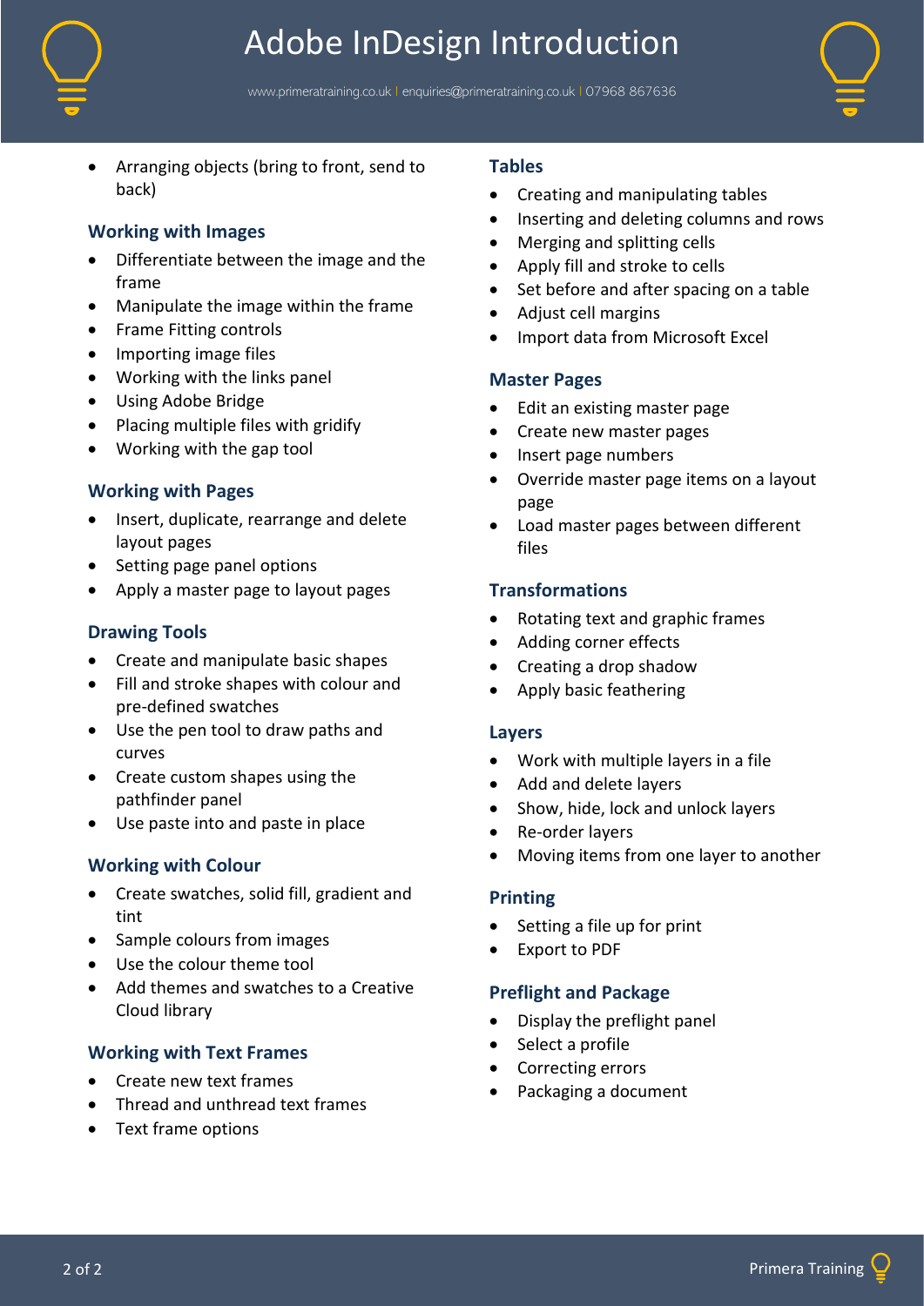- Arranging objects (bring to front, send to back)

## Working with Images

- Differentiate between the image and the frame
- Manipulate the image within the frame
- Frame Fitting controls
- Importing image files
- Working with the links panel
- Using Adobe Bridge
- Placing multiple files with gridify
- Working with the gap tool

## Working with Pages

- Insert, duplicate, rearrange and delete layout pages
- Setting page panel options
- Apply a master page to layout pages

## Drawing Tools

- Create and manipulate basic shapes
- Fill and stroke shapes with colour and pre-defined swatches
- Use the pen tool to draw paths and curves
- Create custom shapes using the pathfinder panel
- Use paste into and paste in place

## Working with Colour

- Create swatches, solid fill, gradient and tint
- Sample colours from images
- Use the colour theme tool
- Add themes and swatches to a Creative Cloud library

## Working with Text Frames

- Create new text frames
- Thread and unthread text frames
- Text frame options

## Tables

- Creating and manipulating tables
- Inserting and deleting columns and rows
- Merging and splitting cells
- Apply fill and stroke to cells
- Set before and after spacing on a table
- Adjust cell margins
- Import data from Microsoft Excel

## Master Pages

- Edit an existing master page
- Create new master pages
- Insert page numbers
- Override master page items on a layout page
- Load master pages between different files

## Transformations

- Rotating text and graphic frames
- Adding corner effects
- Creating a drop shadow
- Apply basic feathering

## Layers

- Work with multiple layers in a file
- Add and delete layers
- Show, hide, lock and unlock layers
- Re-order layers
- Moving items from one layer to another

## Printing

- Setting a file up for print
- Export to PDF

## Preflight and Package

- Display the preflight panel
- Select a profile
- Correcting errors
- Packaging a document